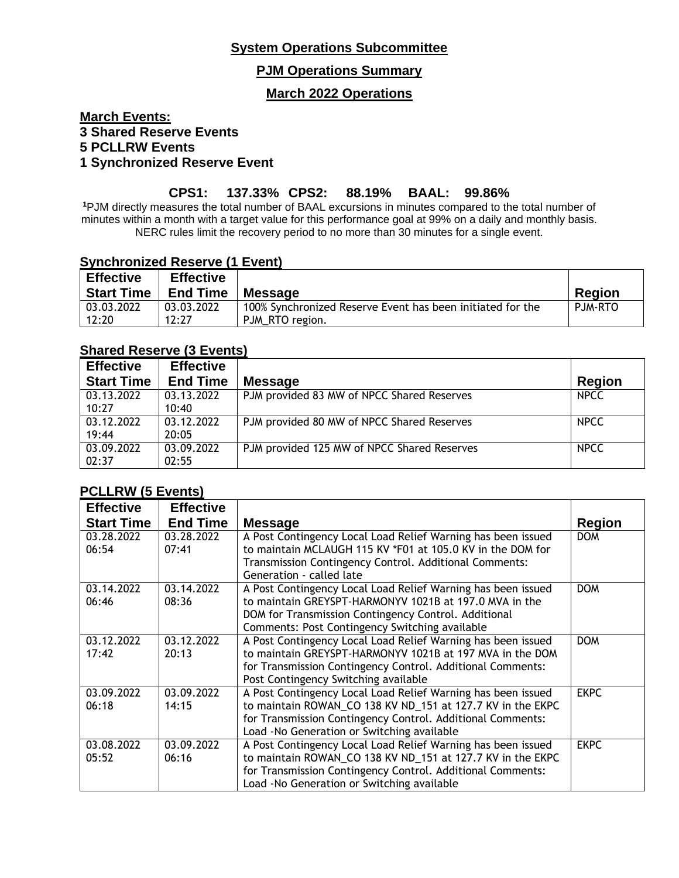# System Operations Subcommittee

## PJM Operations Summary

## March 2022 Operations

**March Events:**
**3 Shared Reserve Events**
**5 PCLLRW Events**
**1 Synchronized Reserve Event**

**CPS1: 137.33% CPS2: 88.19% BAAL: 99.86%**

[1]PJM directly measures the total number of BAAL excursions in minutes compared to the total number of minutes within a month with a target value for this performance goal at 99% on a daily and monthly basis. NERC rules limit the recovery period to no more than 30 minutes for a single event.

### Synchronized Reserve (1 Event)

| Effective Start Time | Effective End Time | Message | Region |
|---|---|---|---|
| 03.03.2022 12:20 | 03.03.2022 12:27 | 100% Synchronized Reserve Event has been initiated for the PJM_RTO region. | PJM-RTO |

### Shared Reserve (3 Events)

| Effective Start Time | Effective End Time | Message | Region |
|---|---|---|---|
| 03.13.2022 10:27 | 03.13.2022 10:40 | PJM provided 83 MW of NPCC Shared Reserves | NPCC |
| 03.12.2022 19:44 | 03.12.2022 20:05 | PJM provided 80 MW of NPCC Shared Reserves | NPCC |
| 03.09.2022 02:37 | 03.09.2022 02:55 | PJM provided 125 MW of NPCC Shared Reserves | NPCC |

### PCLLRW (5 Events)

| Effective Start Time | Effective End Time | Message | Region |
|---|---|---|---|
| 03.28.2022 06:54 | 03.28.2022 07:41 | A Post Contingency Local Load Relief Warning has been issued to maintain MCLAUGH 115 KV *F01 at 105.0 KV in the DOM for Transmission Contingency Control. Additional Comments: Generation - called late | DOM |
| 03.14.2022 06:46 | 03.14.2022 08:36 | A Post Contingency Local Load Relief Warning has been issued to maintain GREYSPT-HARMONYV 1021B at 197.0 MVA in the DOM for Transmission Contingency Control. Additional Comments: Post Contingency Switching available | DOM |
| 03.12.2022 17:42 | 03.12.2022 20:13 | A Post Contingency Local Load Relief Warning has been issued to maintain GREYSPT-HARMONYV 1021B at 197 MVA in the DOM for Transmission Contingency Control. Additional Comments: Post Contingency Switching available | DOM |
| 03.09.2022 06:18 | 03.09.2022 14:15 | A Post Contingency Local Load Relief Warning has been issued to maintain ROWAN_CO 138 KV ND_151 at 127.7 KV in the EKPC for Transmission Contingency Control. Additional Comments: Load -No Generation or Switching available | EKPC |
| 03.08.2022 05:52 | 03.09.2022 06:16 | A Post Contingency Local Load Relief Warning has been issued to maintain ROWAN_CO 138 KV ND_151 at 127.7 KV in the EKPC for Transmission Contingency Control. Additional Comments: Load -No Generation or Switching available | EKPC |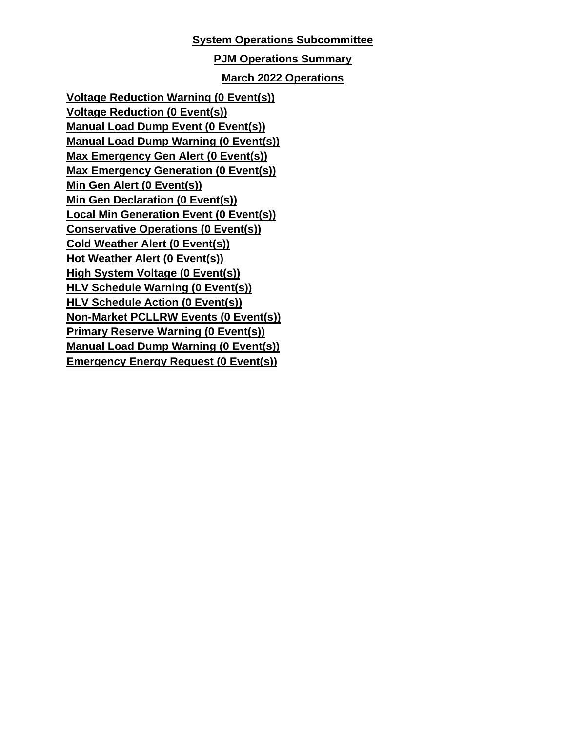**System Operations Subcommittee**

**PJM Operations Summary**

**March 2022 Operations**

**Voltage Reduction Warning (0 Event(s))**

**Voltage Reduction (0 Event(s))**

**Manual Load Dump Event (0 Event(s))**

**Manual Load Dump Warning (0 Event(s))**

**Max Emergency Gen Alert (0 Event(s))**

**Max Emergency Generation (0 Event(s))**

**Min Gen Alert (0 Event(s))**

**Min Gen Declaration (0 Event(s))**

**Local Min Generation Event (0 Event(s))**

**Conservative Operations (0 Event(s))**

**Cold Weather Alert (0 Event(s))**

**Hot Weather Alert (0 Event(s))**

**High System Voltage (0 Event(s))**

**HLV Schedule Warning (0 Event(s))**

**HLV Schedule Action (0 Event(s))**

**Non-Market PCLLRW Events (0 Event(s))**

**Primary Reserve Warning (0 Event(s))**

**Manual Load Dump Warning (0 Event(s))**

**Emergency Energy Request (0 Event(s))**